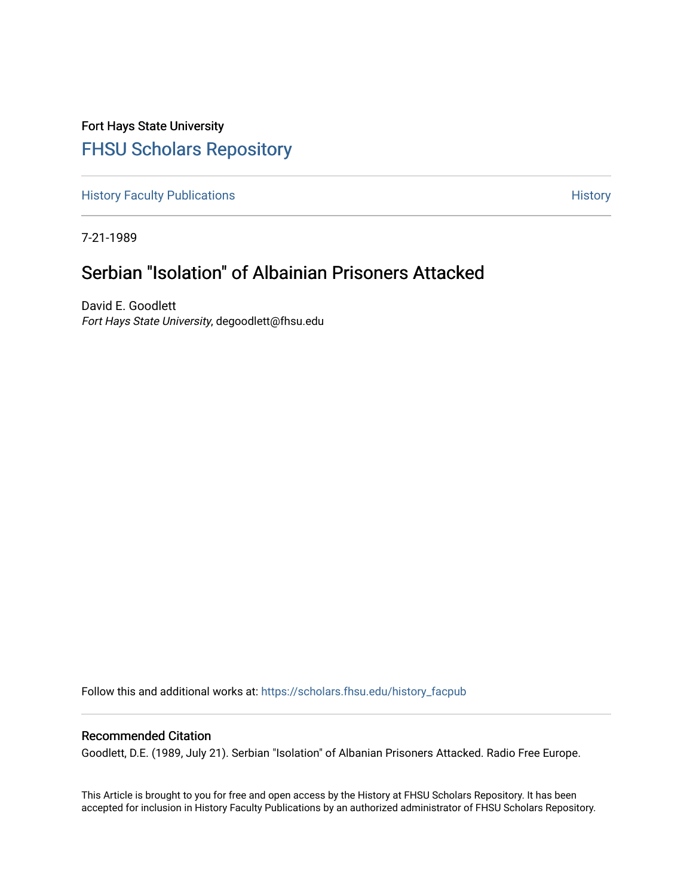Fort Hays State University

# FHSU Scholars Repository

History Faculty Publications | History

7-21-1989

## Serbian "Isolation" of Albainian Prisoners Attacked

David E. Goodlett
*Fort Hays State University*, degoodlett@fhsu.edu

Follow this and additional works at: https://scholars.fhsu.edu/history_facpub

### Recommended Citation

Goodlett, D.E. (1989, July 21). Serbian "Isolation" of Albanian Prisoners Attacked. Radio Free Europe.

This Article is brought to you for free and open access by the History at FHSU Scholars Repository. It has been accepted for inclusion in History Faculty Publications by an authorized administrator of FHSU Scholars Repository.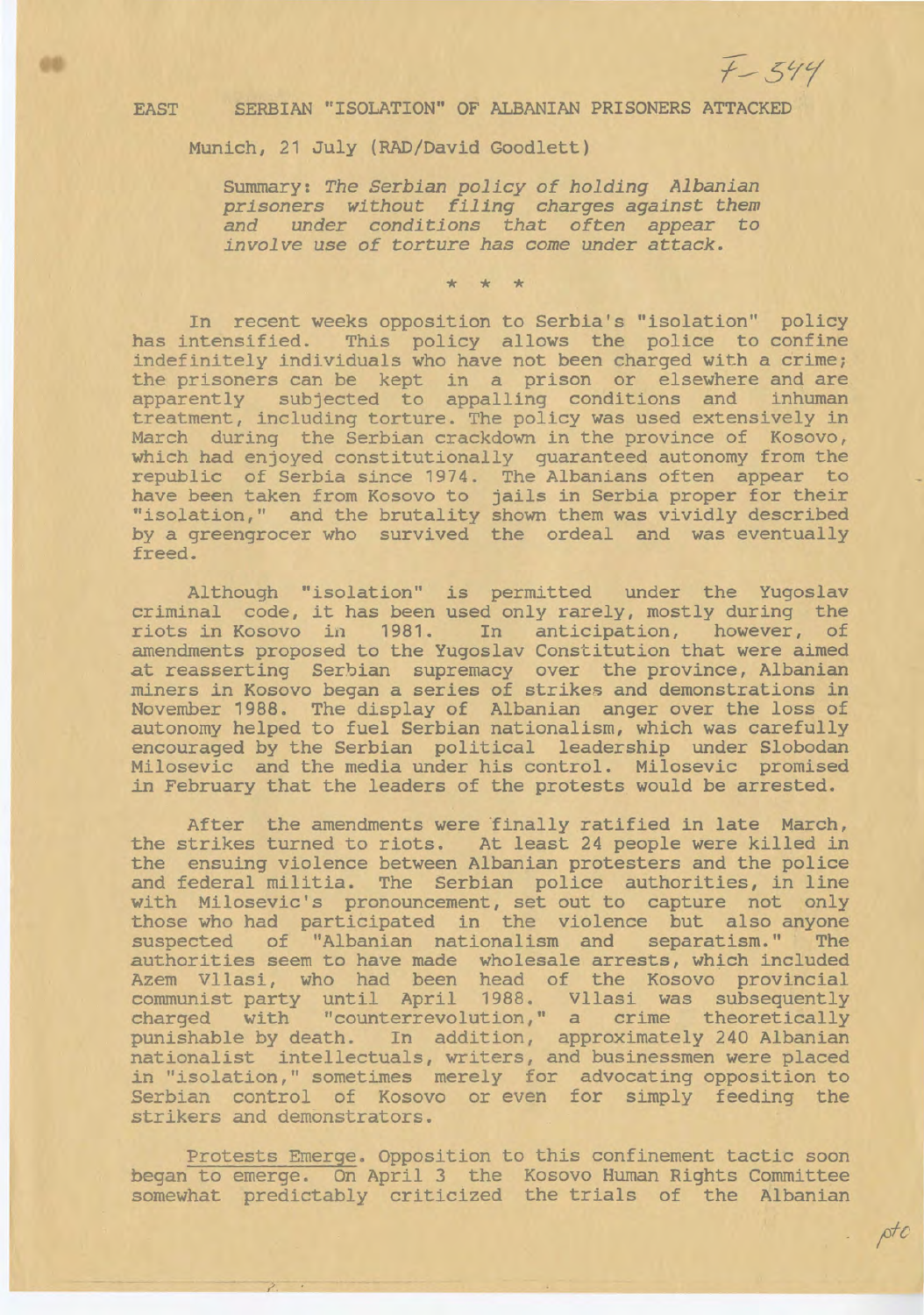F-544

EAST SERBIAN "ISOLATION" OF ALBANIAN PRISONERS ATTACKED

Munich, 21 July (RAD/David Goodlett)

Summary: *The Serbian policy of holding Albanian prisoners without filing charges against them and under conditions that often appear to involve use of torture has come under attack.*

\* \* \*

In recent weeks opposition to Serbia's "isolation" policy has intensified. This policy allows the police to confine indefinitely individuals who have not been charged with a crime; the prisoners can be kept in a prison or elsewhere and are apparently subjected to appalling conditions and inhuman treatment, including torture. The policy was used extensively in March during the Serbian crackdown in the province of Kosovo, which had enjoyed constitutionally guaranteed autonomy from the republic of Serbia since 1974. The Albanians often appear to have been taken from Kosovo to jails in Serbia proper for their "isolation," and the brutality shown them was vividly described by a greengrocer who survived the ordeal and was eventually freed.

Although "isolation" is permitted under the Yugoslav criminal code, it has been used only rarely, mostly during the riots in Kosovo in 1981. In anticipation, however, of amendments proposed to the Yugoslav Constitution that were aimed at reasserting Serbian supremacy over the province, Albanian miners in Kosovo began a series of strikes and demonstrations in November 1988. The display of Albanian anger over the loss of autonomy helped to fuel Serbian nationalism, which was carefully encouraged by the Serbian political leadership under Slobodan Milosevic and the media under his control. Milosevic promised in February that the leaders of the protests would be arrested.

After the amendments were finally ratified in late March, the strikes turned to riots. At least 24 people were killed in the ensuing violence between Albanian protesters and the police and federal militia. The Serbian police authorities, in line with Milosevic's pronouncement, set out to capture not only those who had participated in the violence but also anyone suspected of "Albanian nationalism and separatism." The authorities seem to have made wholesale arrests, which included Azem Vllasi, who had been head of the Kosovo provincial communist party until April 1988. Vllasi was subsequently charged with "counterrevolution," a crime theoretically punishable by death. In addition, approximately 240 Albanian nationalist intellectuals, writers, and businessmen were placed in "isolation," sometimes merely for advocating opposition to Serbian control of Kosovo or even for simply feeding the strikers and demonstrators.

Protests Emerge. Opposition to this confinement tactic soon began to emerge. On April 3 the Kosovo Human Rights Committee somewhat predictably criticized the trials of the Albanian

pto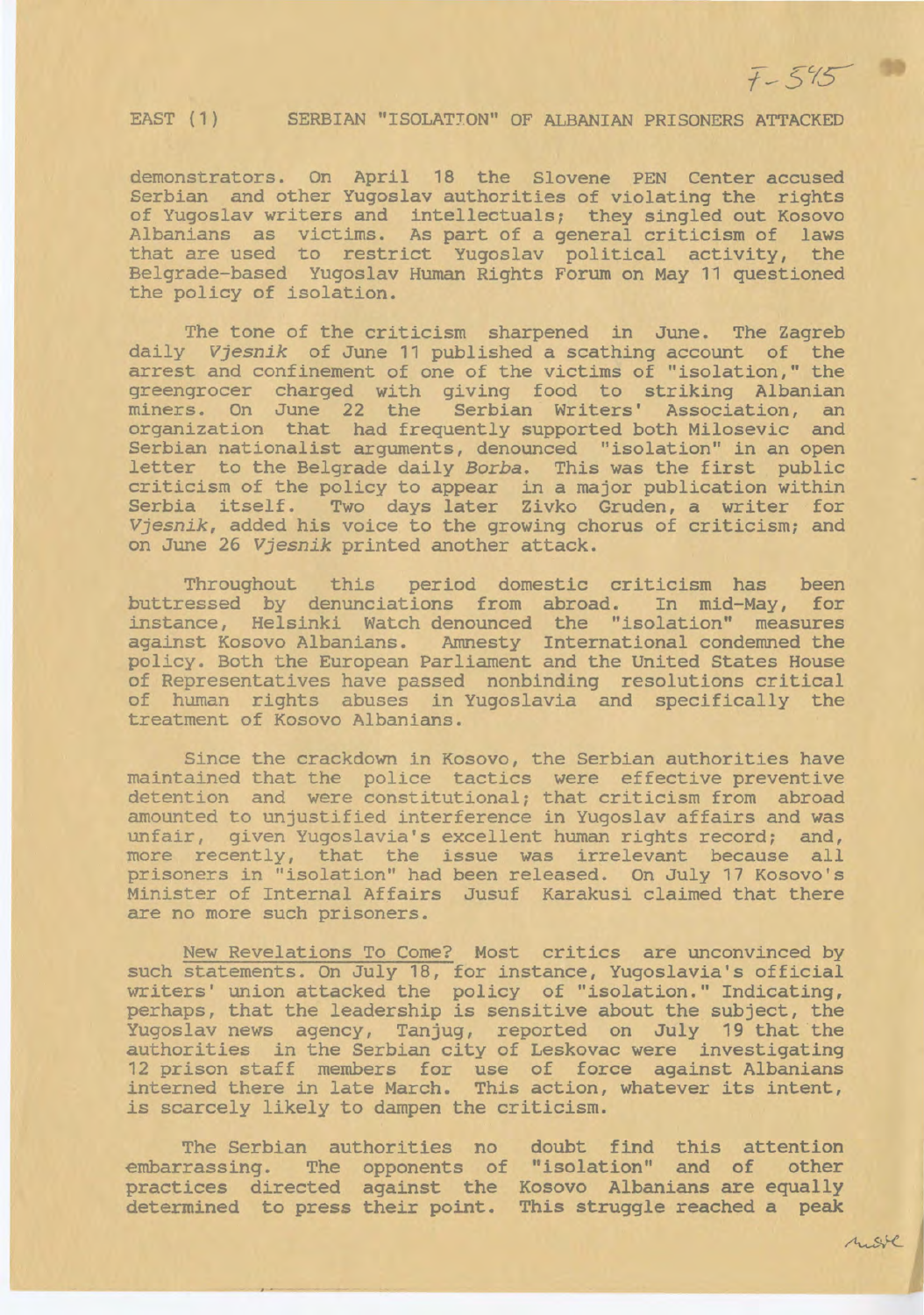demonstrators. On April 18 the Slovene PEN Center accused Serbian and other Yugoslav authorities of violating the rights of Yugoslav writers and intellectuals; they singled out Kosovo Albanians as victims. As part of a general criticism of laws that are used to restrict Yugoslav political activity, the Belgrade-based Yugoslav Human Rights Forum on May 11 questioned the policy of isolation.

The tone of the criticism sharpened in June. The Zagreb daily *Vjesnik* of June 11 published a scathing account of the arrest and confinement of one of the victims of "isolation," the greengrocer charged with giving food to striking Albanian miners. On June 22 the Serbian Writers' Association, an organization that had frequently supported both Milosevic and Serbian nationalist arguments, denounced "isolation" in an open letter to the Belgrade daily *Borba*. This was the first public criticism of the policy to appear in a major publication within Serbia itself. Two days later Zivko Gruden, a writer for *Vjesnik*, added his voice to the growing chorus of criticism; and on June 26 *Vjesnik* printed another attack.

Throughout this period domestic criticism has been buttressed by denunciations from abroad. In mid-May, for instance, Helsinki Watch denounced the "isolation" measures against Kosovo Albanians. Amnesty International condemned the policy. Both the European Parliament and the United States House of Representatives have passed nonbinding resolutions critical of human rights abuses in Yugoslavia and specifically the treatment of Kosovo Albanians.

Since the crackdown in Kosovo, the Serbian authorities have maintained that the police tactics were effective preventive detention and were constitutional; that criticism from abroad amounted to unjustified interference in Yugoslav affairs and was unfair, given Yugoslavia's excellent human rights record; and, more recently, that the issue was irrelevant because all prisoners in "isolation" had been released. On July 17 Kosovo's Minister of Internal Affairs Jusuf Karakusi claimed that there are no more such prisoners.

<u>New Revelations To Come?</u> Most critics are unconvinced by such statements. On July 18, for instance, Yugoslavia's official writers' union attacked the policy of "isolation." Indicating, perhaps, that the leadership is sensitive about the subject, the Yugoslav news agency, Tanjug, reported on July 19 that the authorities in the Serbian city of Leskovac were investigating 12 prison staff members for use of force against Albanians interned there in late March. This action, whatever its intent, is scarcely likely to dampen the criticism.

The Serbian authorities no doubt find this attention embarrassing. The opponents of "isolation" and of other practices directed against the Kosovo Albanians are equally determined to press their point. This struggle reached a peak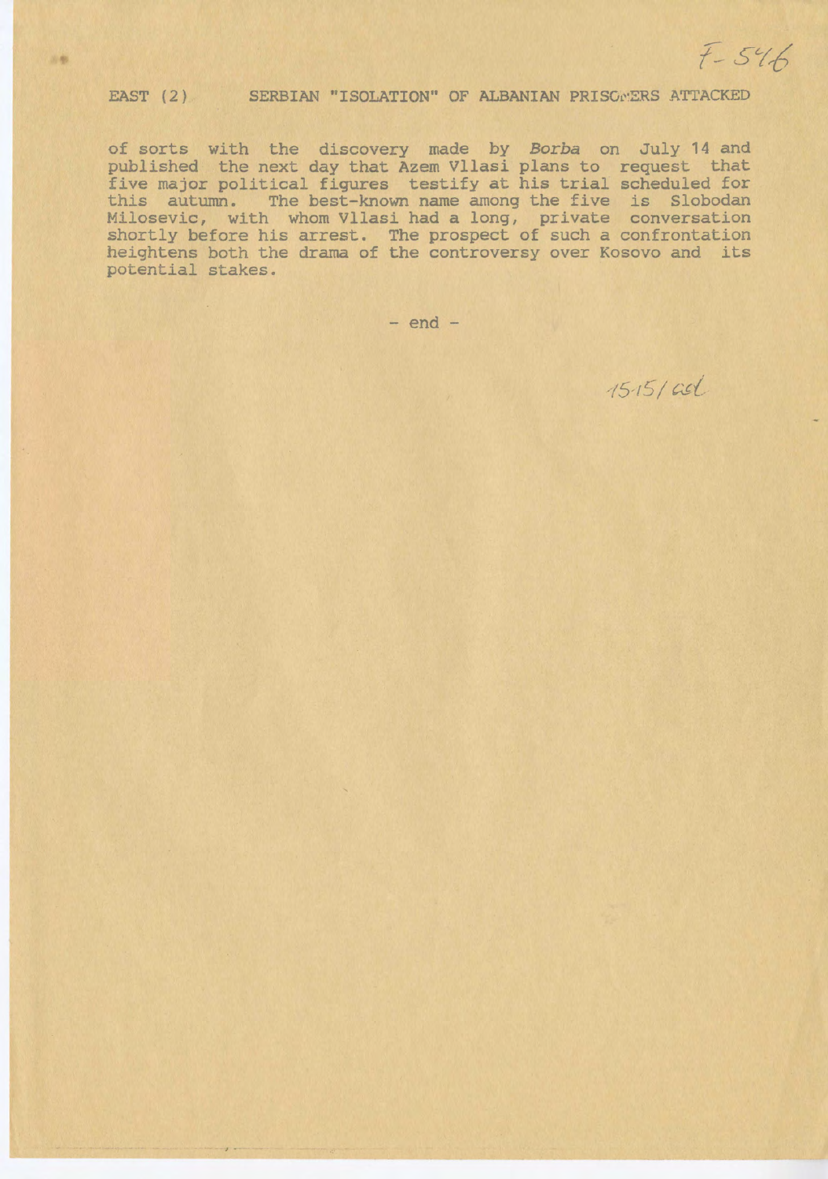of sorts with the discovery made by *Borba* on July 14 and published the next day that Azem Vllasi plans to request that five major political figures testify at his trial scheduled for this autumn. The best-known name among the five is Slobodan Milosevic, with whom Vllasi had a long, private conversation shortly before his arrest. The prospect of such a confrontation heightens both the drama of the controversy over Kosovo and its potential stakes.

\- end -

1515/csl